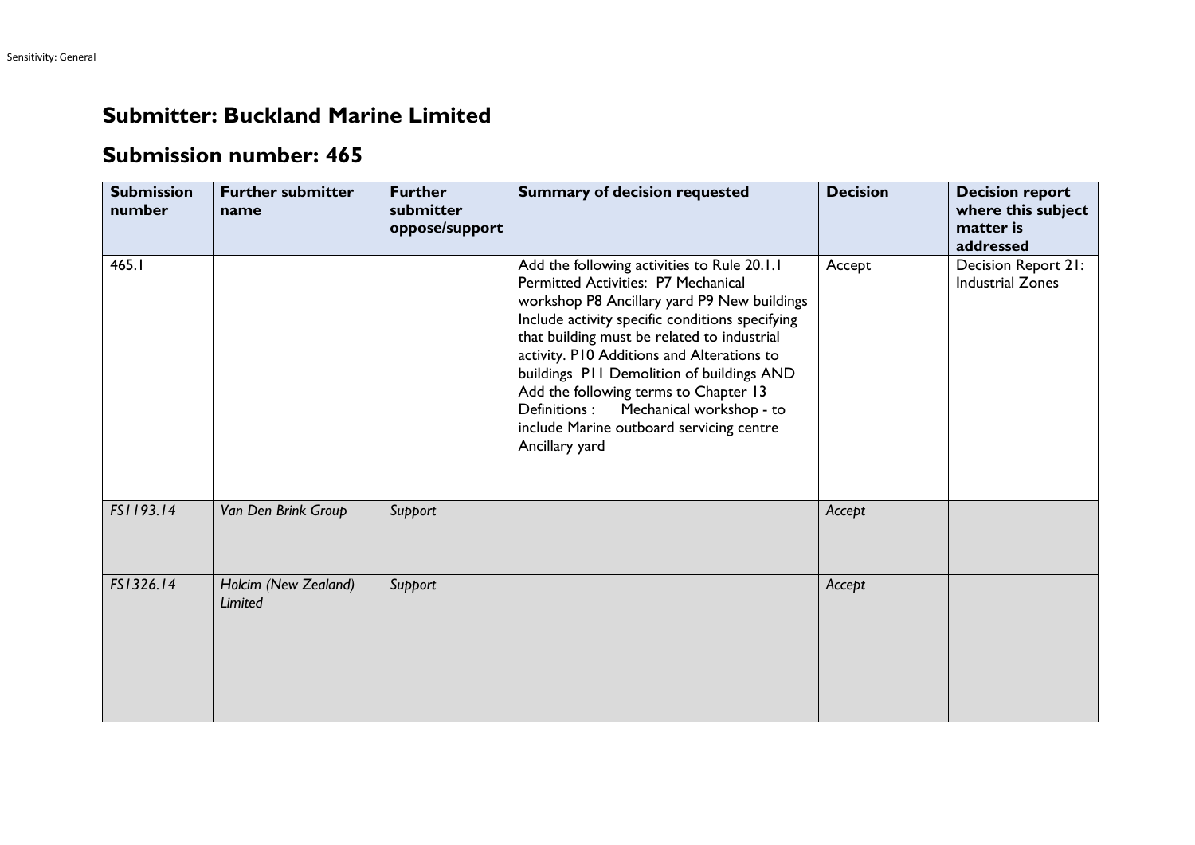## Submitter: Buckland Marine Limited

## Submission number: 465

| Submission number | Further submitter name | Further submitter oppose/support | Summary of decision requested | Decision | Decision report where this subject matter is addressed |
|---|---|---|---|---|---|
| 465.1 | | | Add the following activities to Rule 20.1.1 Permitted Activities: P7 Mechanical workshop P8 Ancillary yard P9 New buildings Include activity specific conditions specifying that building must be related to industrial activity. P10 Additions and Alterations to buildings P11 Demolition of buildings AND Add the following terms to Chapter 13 Definitions : Mechanical workshop - to include Marine outboard servicing centre Ancillary yard | Accept | Decision Report 21: Industrial Zones |
| *FS1193.14* | *Van Den Brink Group* | *Support* | | *Accept* | |
| *FS1326.14* | *Holcim (New Zealand) Limited* | *Support* | | *Accept* | |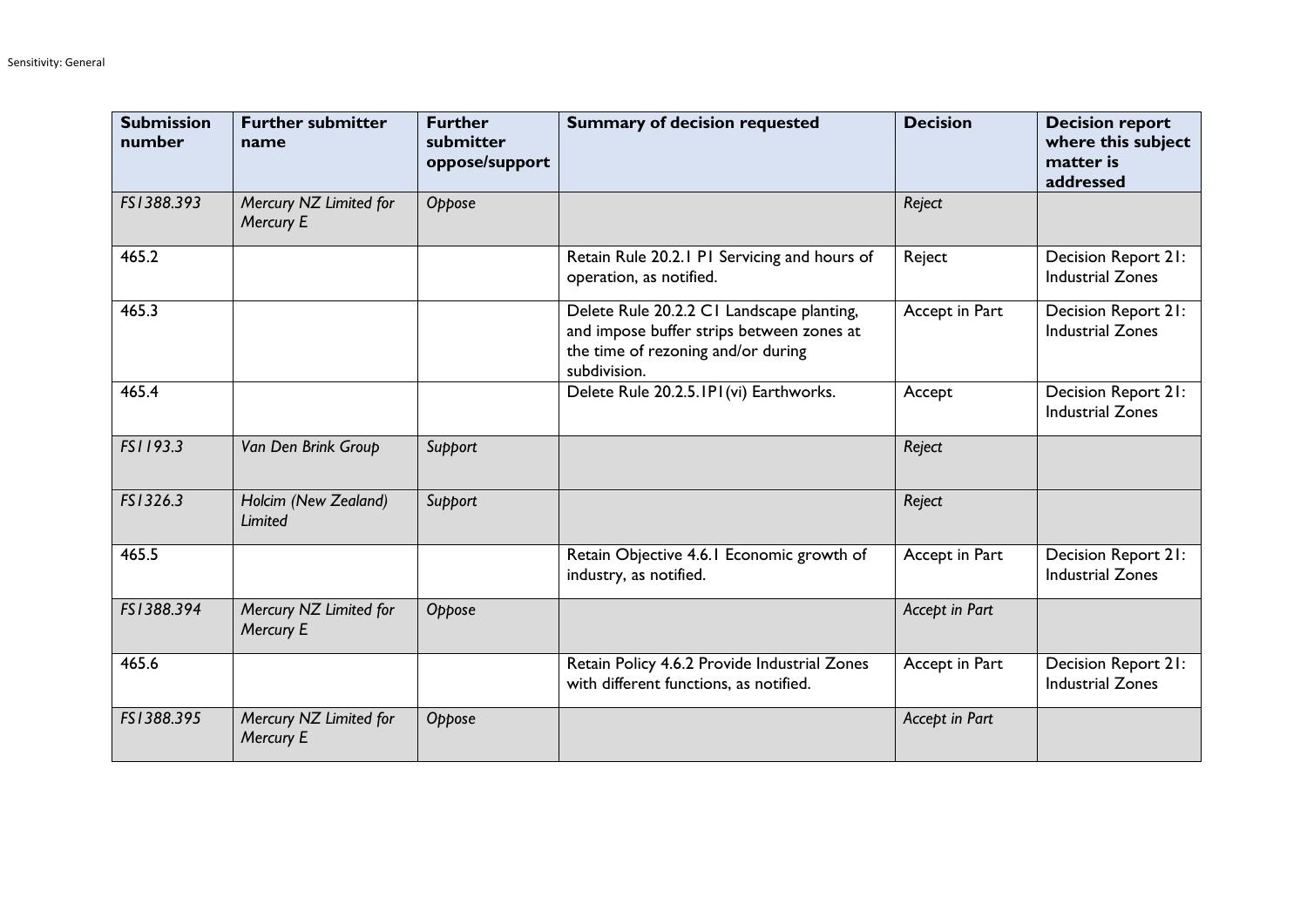| Submission number | Further submitter name | Further submitter oppose/support | Summary of decision requested | Decision | Decision report where this subject matter is addressed |
|---|---|---|---|---|---|
| *FS1388.393* | *Mercury NZ Limited for Mercury E* | *Oppose* | | *Reject* | |
| 465.2 | | | Retain Rule 20.2.1 P1 Servicing and hours of operation, as notified. | Reject | Decision Report 21: Industrial Zones |
| 465.3 | | | Delete Rule 20.2.2 C1 Landscape planting, and impose buffer strips between zones at the time of rezoning and/or during subdivision. | Accept in Part | Decision Report 21: Industrial Zones |
| 465.4 | | | Delete Rule 20.2.5.1P1(vi) Earthworks. | Accept | Decision Report 21: Industrial Zones |
| *FS1193.3* | *Van Den Brink Group* | *Support* | | *Reject* | |
| *FS1326.3* | *Holcim (New Zealand) Limited* | *Support* | | *Reject* | |
| 465.5 | | | Retain Objective 4.6.1 Economic growth of industry, as notified. | Accept in Part | Decision Report 21: Industrial Zones |
| *FS1388.394* | *Mercury NZ Limited for Mercury E* | *Oppose* | | *Accept in Part* | |
| 465.6 | | | Retain Policy 4.6.2 Provide Industrial Zones with different functions, as notified. | Accept in Part | Decision Report 21: Industrial Zones |
| *FS1388.395* | *Mercury NZ Limited for Mercury E* | *Oppose* | | *Accept in Part* | |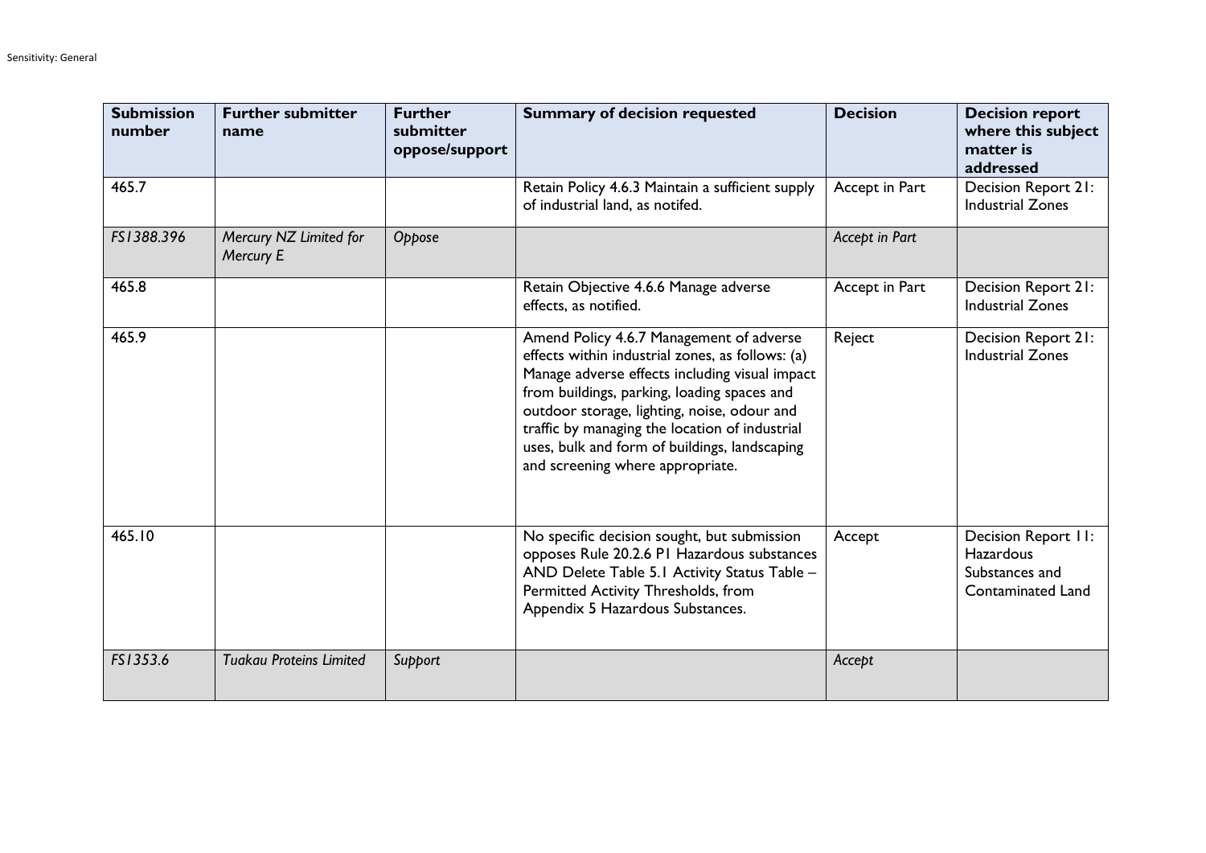| Submission number | Further submitter name | Further submitter oppose/support | Summary of decision requested | Decision | Decision report where this subject matter is addressed |
|---|---|---|---|---|---|
| 465.7 | | | Retain Policy 4.6.3 Maintain a sufficient supply of industrial land, as notifed. | Accept in Part | Decision Report 21: Industrial Zones |
| *FS1388.396* | *Mercury NZ Limited for Mercury E* | *Oppose* | | *Accept in Part* | |
| 465.8 | | | Retain Objective 4.6.6 Manage adverse effects, as notified. | Accept in Part | Decision Report 21: Industrial Zones |
| 465.9 | | | Amend Policy 4.6.7 Management of adverse effects within industrial zones, as follows: (a) Manage adverse effects including visual impact from buildings, parking, loading spaces and outdoor storage, lighting, noise, odour and traffic by managing the location of industrial uses, bulk and form of buildings, landscaping and screening where appropriate. | Reject | Decision Report 21: Industrial Zones |
| 465.10 | | | No specific decision sought, but submission opposes Rule 20.2.6 P1 Hazardous substances AND Delete Table 5.1 Activity Status Table – Permitted Activity Thresholds, from Appendix 5 Hazardous Substances. | Accept | Decision Report 11: Hazardous Substances and Contaminated Land |
| *FS1353.6* | *Tuakau Proteins Limited* | *Support* | | *Accept* | |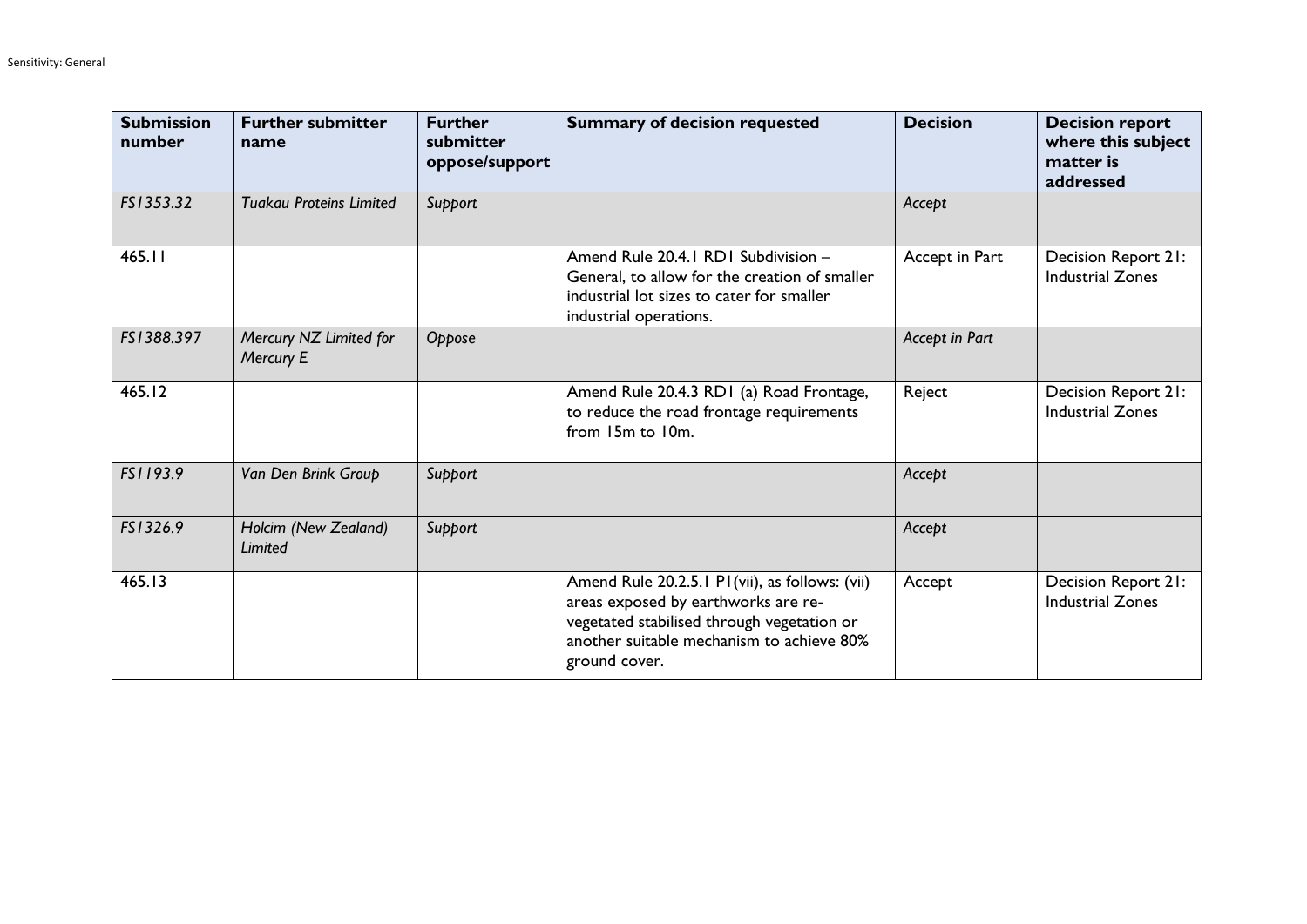| Submission number | Further submitter name | Further submitter oppose/support | Summary of decision requested | Decision | Decision report where this subject matter is addressed |
|---|---|---|---|---|---|
| *FS1353.32* | *Tuakau Proteins Limited* | *Support* | | *Accept* | |
| 465.11 | | | Amend Rule 20.4.1 RD1 Subdivision – General, to allow for the creation of smaller industrial lot sizes to cater for smaller industrial operations. | Accept in Part | Decision Report 21: Industrial Zones |
| *FS1388.397* | *Mercury NZ Limited for Mercury E* | *Oppose* | | *Accept in Part* | |
| 465.12 | | | Amend Rule 20.4.3 RD1 (a) Road Frontage, to reduce the road frontage requirements from 15m to 10m. | Reject | Decision Report 21: Industrial Zones |
| *FS1193.9* | *Van Den Brink Group* | *Support* | | *Accept* | |
| *FS1326.9* | *Holcim (New Zealand) Limited* | *Support* | | *Accept* | |
| 465.13 | | | Amend Rule 20.2.5.1 P1(vii), as follows: (vii) areas exposed by earthworks are re-vegetated stabilised through vegetation or another suitable mechanism to achieve 80% ground cover. | Accept | Decision Report 21: Industrial Zones |